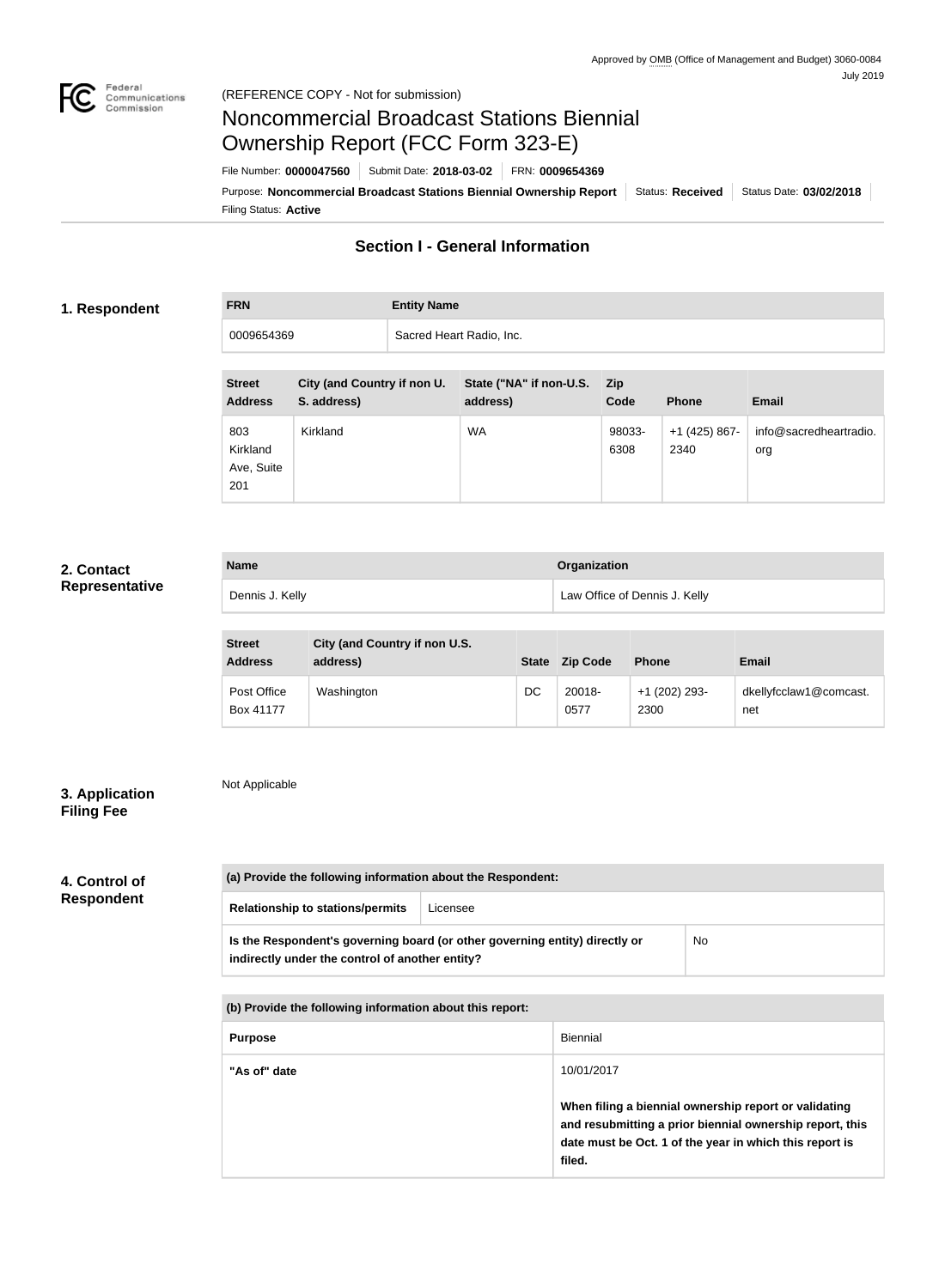Approved by OMB (Office of Management and Budget) 3060-0084
July 2019

(REFERENCE COPY - Not for submission)

# Noncommercial Broadcast Stations Biennial Ownership Report (FCC Form 323-E)

File Number: **0000047560** | Submit Date: **2018-03-02** | FRN: **0009654369**

Purpose: **Noncommercial Broadcast Stations Biennial Ownership Report** | Status: **Received** | Status Date: **03/02/2018**

Filing Status: **Active**

## Section I - General Information

### 1. Respondent

| FRN | Entity Name |
| --- | --- |
| 0009654369 | Sacred Heart Radio, Inc. |

| Street Address | City (and Country if non U. S. address) | State ("NA" if non-U.S. address) | Zip Code | Phone | Email |
| --- | --- | --- | --- | --- | --- |
| 803 Kirkland Ave, Suite 201 | Kirkland | WA | 98033-6308 | +1 (425) 867-2340 | info@sacredheartradio.org |

### 2. Contact Representative

| Name | Organization |
| --- | --- |
| Dennis J. Kelly | Law Office of Dennis J. Kelly |

| Street Address | City (and Country if non U.S. address) | State | Zip Code | Phone | Email |
| --- | --- | --- | --- | --- | --- |
| Post Office Box 41177 | Washington | DC | 20018-0577 | +1 (202) 293-2300 | dkellyfcclaw1@comcast.net |

### 3. Application Filing Fee

Not Applicable

### 4. Control of Respondent

| (a) Provide the following information about the Respondent: | |
| --- | --- |
| Relationship to stations/permits | Licensee |
| Is the Respondent's governing board (or other governing entity) directly or indirectly under the control of another entity? | No |

| (b) Provide the following information about this report: | |
| --- | --- |
| Purpose | Biennial |
| "As of" date | 10/01/2017<br><br>**When filing a biennial ownership report or validating and resubmitting a prior biennial ownership report, this date must be Oct. 1 of the year in which this report is filed.** |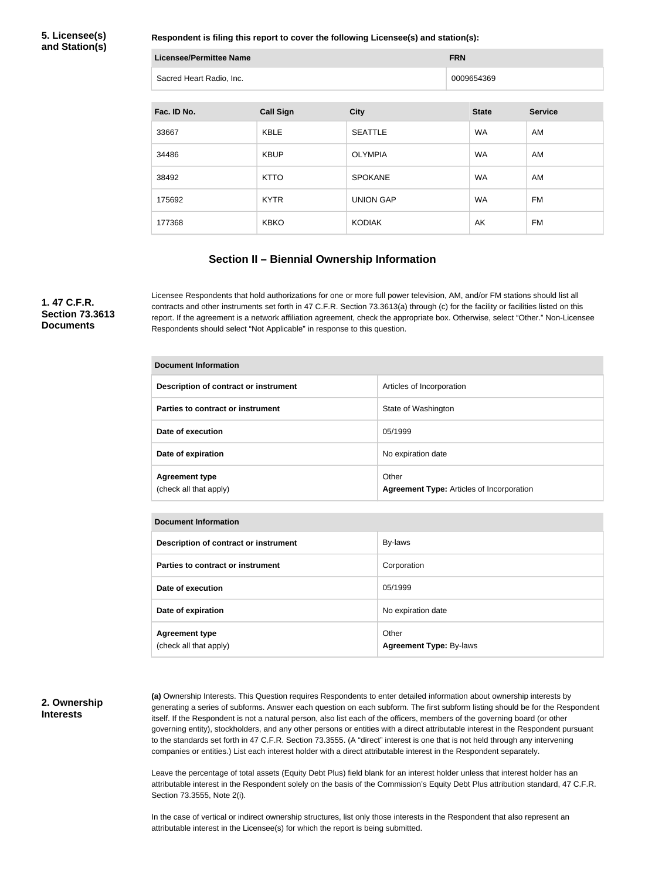### 5. Licensee(s) and Station(s)

**Respondent is filing this report to cover the following Licensee(s) and station(s):**

| Licensee/Permittee Name | FRN |
| --- | --- |
| Sacred Heart Radio, Inc. | 0009654369 |

| Fac. ID No. | Call Sign | City | State | Service |
| --- | --- | --- | --- | --- |
| 33667 | KBLE | SEATTLE | WA | AM |
| 34486 | KBUP | OLYMPIA | WA | AM |
| 38492 | KTTO | SPOKANE | WA | AM |
| 175692 | KYTR | UNION GAP | WA | FM |
| 177368 | KBKO | KODIAK | AK | FM |

## Section II – Biennial Ownership Information

### 1. 47 C.F.R. Section 73.3613 Documents

Licensee Respondents that hold authorizations for one or more full power television, AM, and/or FM stations should list all contracts and other instruments set forth in 47 C.F.R. Section 73.3613(a) through (c) for the facility or facilities listed on this report. If the agreement is a network affiliation agreement, check the appropriate box. Otherwise, select "Other." Non-Licensee Respondents should select "Not Applicable" in response to this question.

| Document Information | |
| --- | --- |
| **Description of contract or instrument** | Articles of Incorporation |
| **Parties to contract or instrument** | State of Washington |
| **Date of execution** | 05/1999 |
| **Date of expiration** | No expiration date |
| **Agreement type** (check all that apply) | Other **Agreement Type:** Articles of Incorporation |

| Document Information | |
| --- | --- |
| **Description of contract or instrument** | By-laws |
| **Parties to contract or instrument** | Corporation |
| **Date of execution** | 05/1999 |
| **Date of expiration** | No expiration date |
| **Agreement type** (check all that apply) | Other **Agreement Type:** By-laws |

### 2. Ownership Interests

**(a)** Ownership Interests. This Question requires Respondents to enter detailed information about ownership interests by generating a series of subforms. Answer each question on each subform. The first subform listing should be for the Respondent itself. If the Respondent is not a natural person, also list each of the officers, members of the governing board (or other governing entity), stockholders, and any other persons or entities with a direct attributable interest in the Respondent pursuant to the standards set forth in 47 C.F.R. Section 73.3555. (A "direct" interest is one that is not held through any intervening companies or entities.) List each interest holder with a direct attributable interest in the Respondent separately.

Leave the percentage of total assets (Equity Debt Plus) field blank for an interest holder unless that interest holder has an attributable interest in the Respondent solely on the basis of the Commission's Equity Debt Plus attribution standard, 47 C.F.R. Section 73.3555, Note 2(i).

In the case of vertical or indirect ownership structures, list only those interests in the Respondent that also represent an attributable interest in the Licensee(s) for which the report is being submitted.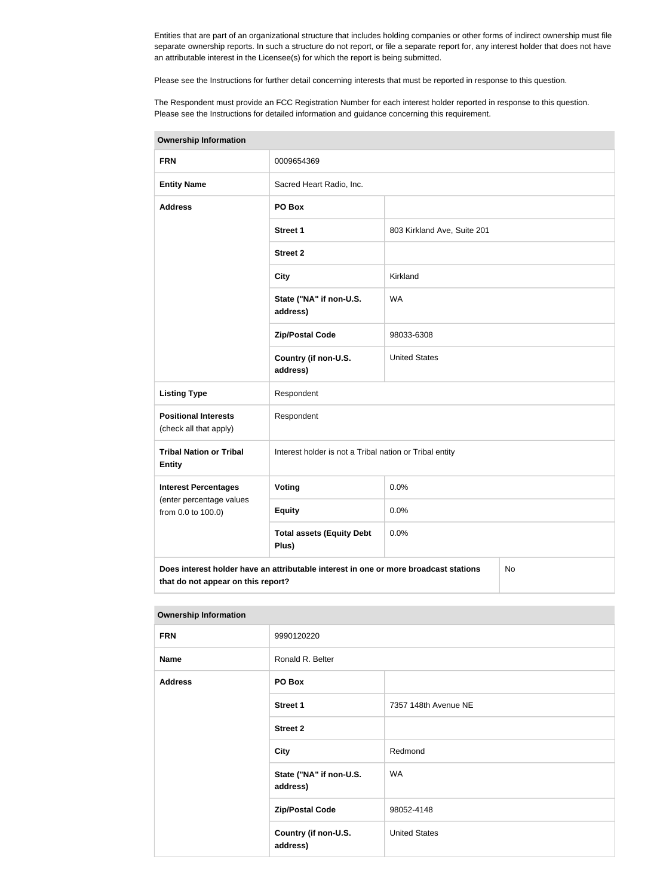Entities that are part of an organizational structure that includes holding companies or other forms of indirect ownership must file separate ownership reports. In such a structure do not report, or file a separate report for, any interest holder that does not have an attributable interest in the Licensee(s) for which the report is being submitted.

Please see the Instructions for further detail concerning interests that must be reported in response to this question.

The Respondent must provide an FCC Registration Number for each interest holder reported in response to this question. Please see the Instructions for detailed information and guidance concerning this requirement.

| **Ownership Information** | | |
|---|---|---|
| **FRN** | 0009654369 | |
| **Entity Name** | Sacred Heart Radio, Inc. | |
| **Address** | **PO Box** | |
| | **Street 1** | 803 Kirkland Ave, Suite 201 |
| | **Street 2** | |
| | **City** | Kirkland |
| | **State ("NA" if non-U.S. address)** | WA |
| | **Zip/Postal Code** | 98033-6308 |
| | **Country (if non-U.S. address)** | United States |
| **Listing Type** | Respondent | |
| **Positional Interests** (check all that apply) | Respondent | |
| **Tribal Nation or Tribal Entity** | Interest holder is not a Tribal nation or Tribal entity | |
| **Interest Percentages** (enter percentage values from 0.0 to 100.0) | **Voting** | 0.0% |
| | **Equity** | 0.0% |
| | **Total assets (Equity Debt Plus)** | 0.0% |
| **Does interest holder have an attributable interest in one or more broadcast stations that do not appear on this report?** | | No |

| **Ownership Information** | | |
|---|---|---|
| **FRN** | 9990120220 | |
| **Name** | Ronald R. Belter | |
| **Address** | **PO Box** | |
| | **Street 1** | 7357 148th Avenue NE |
| | **Street 2** | |
| | **City** | Redmond |
| | **State ("NA" if non-U.S. address)** | WA |
| | **Zip/Postal Code** | 98052-4148 |
| | **Country (if non-U.S. address)** | United States |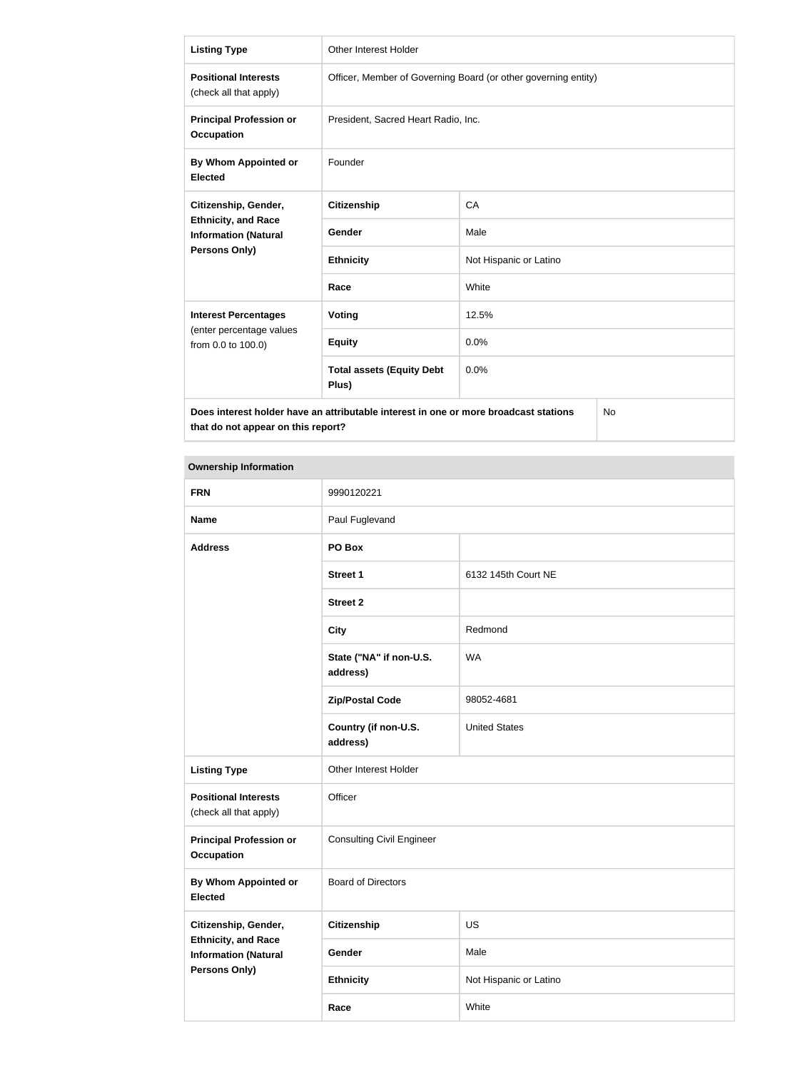| | | |
|---|---|---|
| **Listing Type** | Other Interest Holder | |
| **Positional Interests** (check all that apply) | Officer, Member of Governing Board (or other governing entity) | |
| **Principal Profession or Occupation** | President, Sacred Heart Radio, Inc. | |
| **By Whom Appointed or Elected** | Founder | |
| **Citizenship, Gender, Ethnicity, and Race Information (Natural Persons Only)** | **Citizenship** | CA |
| | **Gender** | Male |
| | **Ethnicity** | Not Hispanic or Latino |
| | **Race** | White |
| **Interest Percentages** (enter percentage values from 0.0 to 100.0) | **Voting** | 12.5% |
| | **Equity** | 0.0% |
| | **Total assets (Equity Debt Plus)** | 0.0% |
| **Does interest holder have an attributable interest in one or more broadcast stations that do not appear on this report?** | | No |

**Ownership Information**

| | | |
|---|---|---|
| **FRN** | 9990120221 | |
| **Name** | Paul Fuglevand | |
| **Address** | **PO Box** | |
| | **Street 1** | 6132 145th Court NE |
| | **Street 2** | |
| | **City** | Redmond |
| | **State ("NA" if non-U.S. address)** | WA |
| | **Zip/Postal Code** | 98052-4681 |
| | **Country (if non-U.S. address)** | United States |
| **Listing Type** | Other Interest Holder | |
| **Positional Interests** (check all that apply) | Officer | |
| **Principal Profession or Occupation** | Consulting Civil Engineer | |
| **By Whom Appointed or Elected** | Board of Directors | |
| **Citizenship, Gender, Ethnicity, and Race Information (Natural Persons Only)** | **Citizenship** | US |
| | **Gender** | Male |
| | **Ethnicity** | Not Hispanic or Latino |
| | **Race** | White |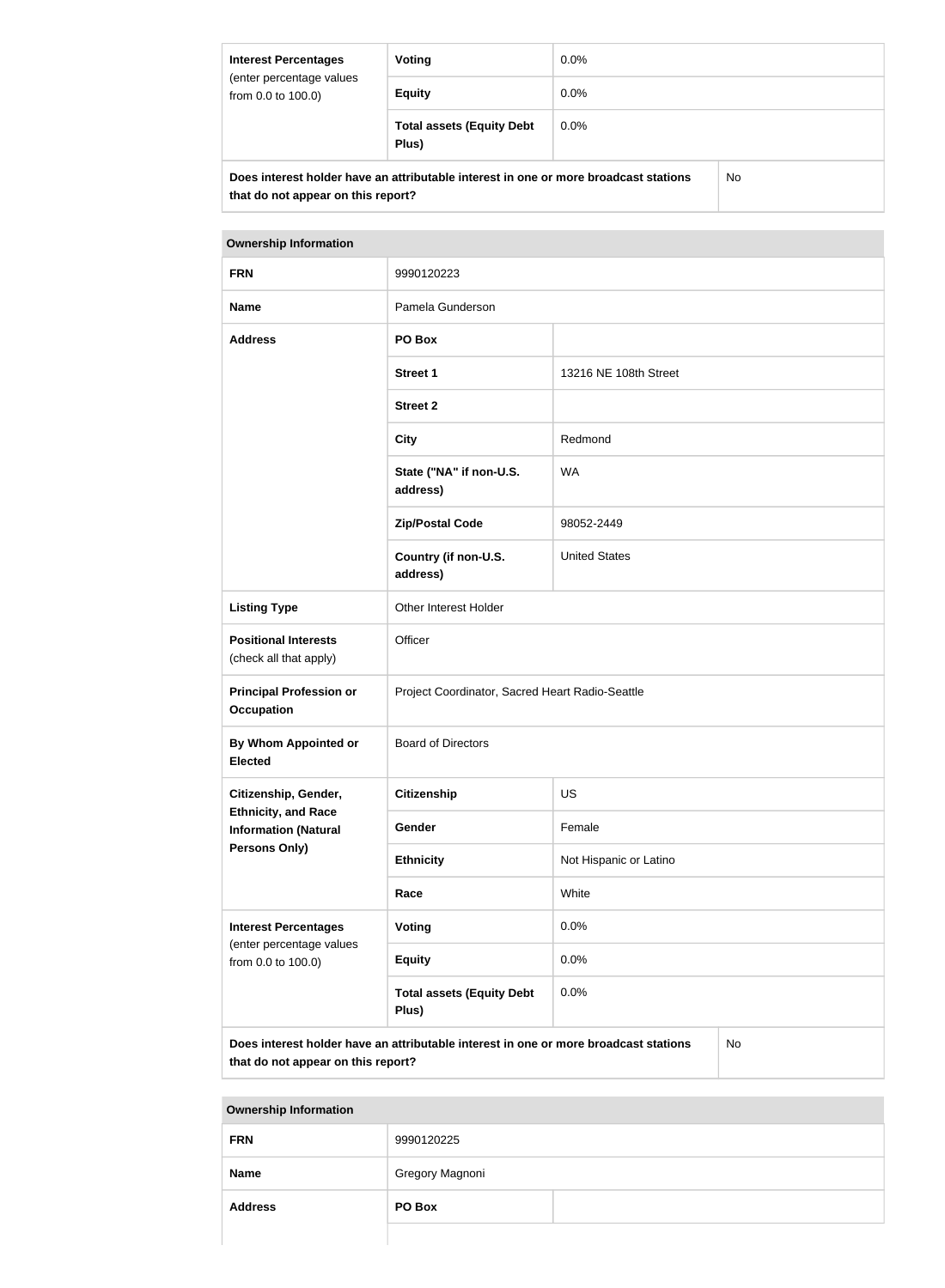| Interest Percentages (enter percentage values from 0.0 to 100.0) | Voting | 0.0% |
|---|---|---|
| | Equity | 0.0% |
| | Total assets (Equity Debt Plus) | 0.0% |

| Does interest holder have an attributable interest in one or more broadcast stations that do not appear on this report? | No |
|---|---|

| Ownership Information | | |
|---|---|---|
| **FRN** | 9990120223 | |
| **Name** | Pamela Gunderson | |
| **Address** | PO Box | |
| | Street 1 | 13216 NE 108th Street |
| | Street 2 | |
| | City | Redmond |
| | State ("NA" if non-U.S. address) | WA |
| | Zip/Postal Code | 98052-2449 |
| | Country (if non-U.S. address) | United States |
| **Listing Type** | Other Interest Holder | |
| **Positional Interests** (check all that apply) | Officer | |
| **Principal Profession or Occupation** | Project Coordinator, Sacred Heart Radio-Seattle | |
| **By Whom Appointed or Elected** | Board of Directors | |
| **Citizenship, Gender, Ethnicity, and Race Information (Natural Persons Only)** | Citizenship | US |
| | Gender | Female |
| | Ethnicity | Not Hispanic or Latino |
| | Race | White |
| **Interest Percentages** (enter percentage values from 0.0 to 100.0) | Voting | 0.0% |
| | Equity | 0.0% |
| | Total assets (Equity Debt Plus) | 0.0% |

| Does interest holder have an attributable interest in one or more broadcast stations that do not appear on this report? | No |
|---|---|

| Ownership Information | | |
|---|---|---|
| **FRN** | 9990120225 | |
| **Name** | Gregory Magnoni | |
| **Address** | PO Box | |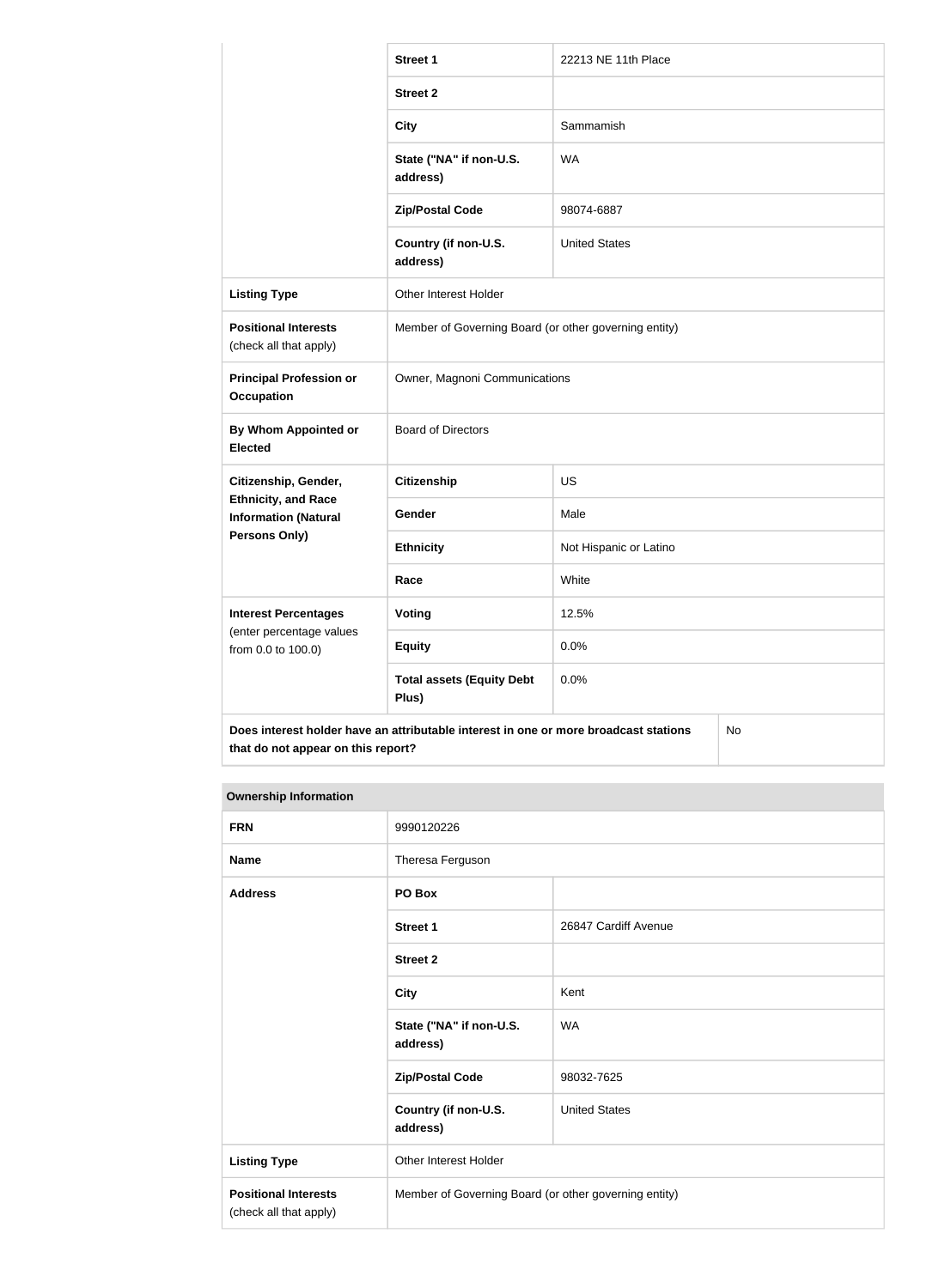| | | |
|---|---|---|
| | **Street 1** | 22213 NE 11th Place |
| | **Street 2** | |
| | **City** | Sammamish |
| | **State ("NA" if non-U.S. address)** | WA |
| | **Zip/Postal Code** | 98074-6887 |
| | **Country (if non-U.S. address)** | United States |
| **Listing Type** | Other Interest Holder | |
| **Positional Interests** (check all that apply) | Member of Governing Board (or other governing entity) | |
| **Principal Profession or Occupation** | Owner, Magnoni Communications | |
| **By Whom Appointed or Elected** | Board of Directors | |
| **Citizenship, Gender, Ethnicity, and Race Information (Natural Persons Only)** | **Citizenship** | US |
| | **Gender** | Male |
| | **Ethnicity** | Not Hispanic or Latino |
| | **Race** | White |
| **Interest Percentages** (enter percentage values from 0.0 to 100.0) | **Voting** | 12.5% |
| | **Equity** | 0.0% |
| | **Total assets (Equity Debt Plus)** | 0.0% |
| **Does interest holder have an attributable interest in one or more broadcast stations that do not appear on this report?** | | No |

| **Ownership Information** | | |
|---|---|---|
| **FRN** | 9990120226 | |
| **Name** | Theresa Ferguson | |
| **Address** | **PO Box** | |
| | **Street 1** | 26847 Cardiff Avenue |
| | **Street 2** | |
| | **City** | Kent |
| | **State ("NA" if non-U.S. address)** | WA |
| | **Zip/Postal Code** | 98032-7625 |
| | **Country (if non-U.S. address)** | United States |
| **Listing Type** | Other Interest Holder | |
| **Positional Interests** (check all that apply) | Member of Governing Board (or other governing entity) | |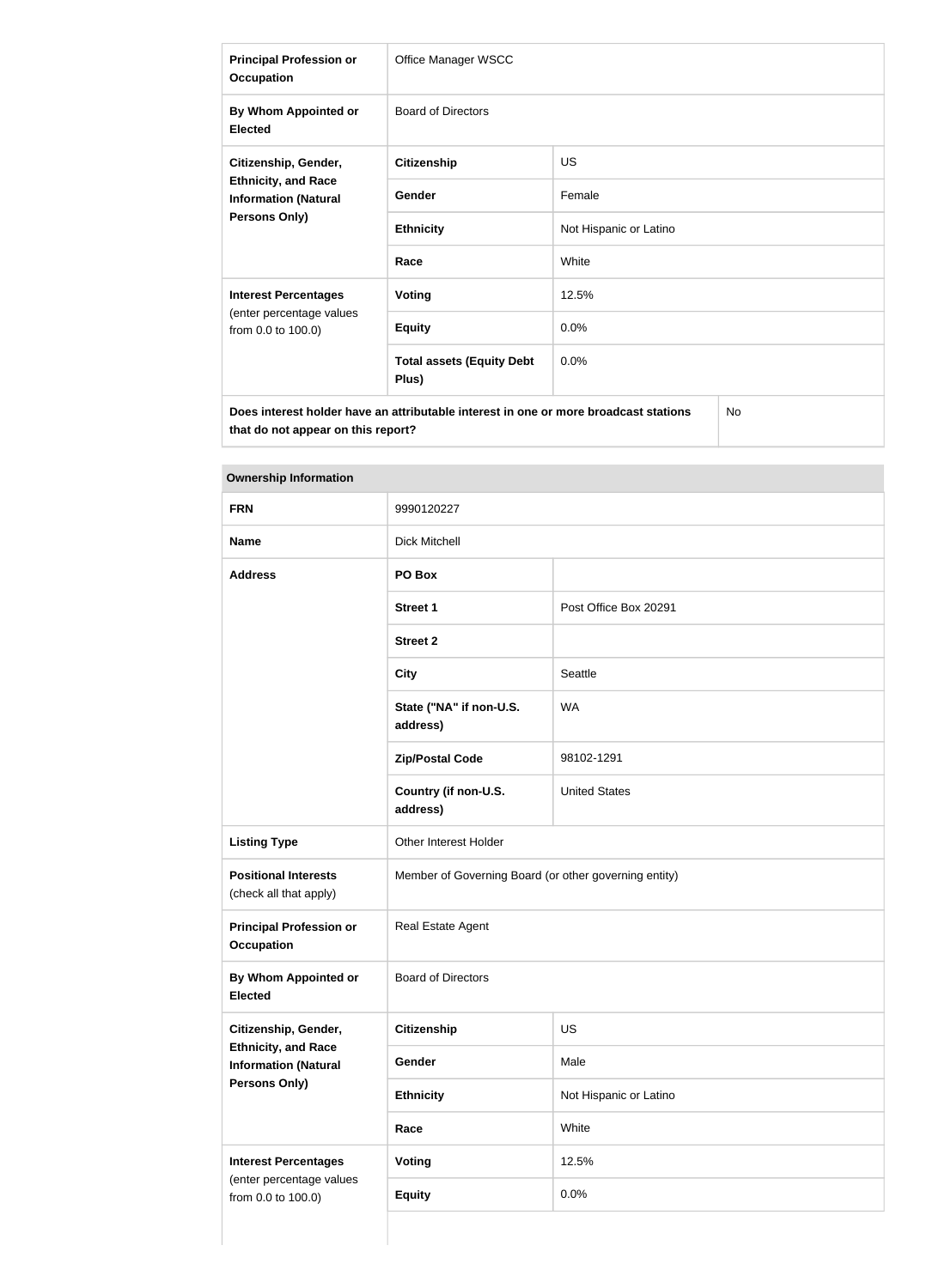| | | |
|---|---|---|
| **Principal Profession or Occupation** | Office Manager WSCC | |
| **By Whom Appointed or Elected** | Board of Directors | |
| **Citizenship, Gender, Ethnicity, and Race Information (Natural Persons Only)** | **Citizenship** | US |
| | **Gender** | Female |
| | **Ethnicity** | Not Hispanic or Latino |
| | **Race** | White |
| **Interest Percentages** (enter percentage values from 0.0 to 100.0) | **Voting** | 12.5% |
| | **Equity** | 0.0% |
| | **Total assets (Equity Debt Plus)** | 0.0% |
| **Does interest holder have an attributable interest in one or more broadcast stations that do not appear on this report?** | | No |

| **Ownership Information** | | |
|---|---|---|
| **FRN** | 9990120227 | |
| **Name** | Dick Mitchell | |
| **Address** | **PO Box** | |
| | **Street 1** | Post Office Box 20291 |
| | **Street 2** | |
| | **City** | Seattle |
| | **State ("NA" if non-U.S. address)** | WA |
| | **Zip/Postal Code** | 98102-1291 |
| | **Country (if non-U.S. address)** | United States |
| **Listing Type** | Other Interest Holder | |
| **Positional Interests** (check all that apply) | Member of Governing Board (or other governing entity) | |
| **Principal Profession or Occupation** | Real Estate Agent | |
| **By Whom Appointed or Elected** | Board of Directors | |
| **Citizenship, Gender, Ethnicity, and Race Information (Natural Persons Only)** | **Citizenship** | US |
| | **Gender** | Male |
| | **Ethnicity** | Not Hispanic or Latino |
| | **Race** | White |
| **Interest Percentages** (enter percentage values from 0.0 to 100.0) | **Voting** | 12.5% |
| | **Equity** | 0.0% |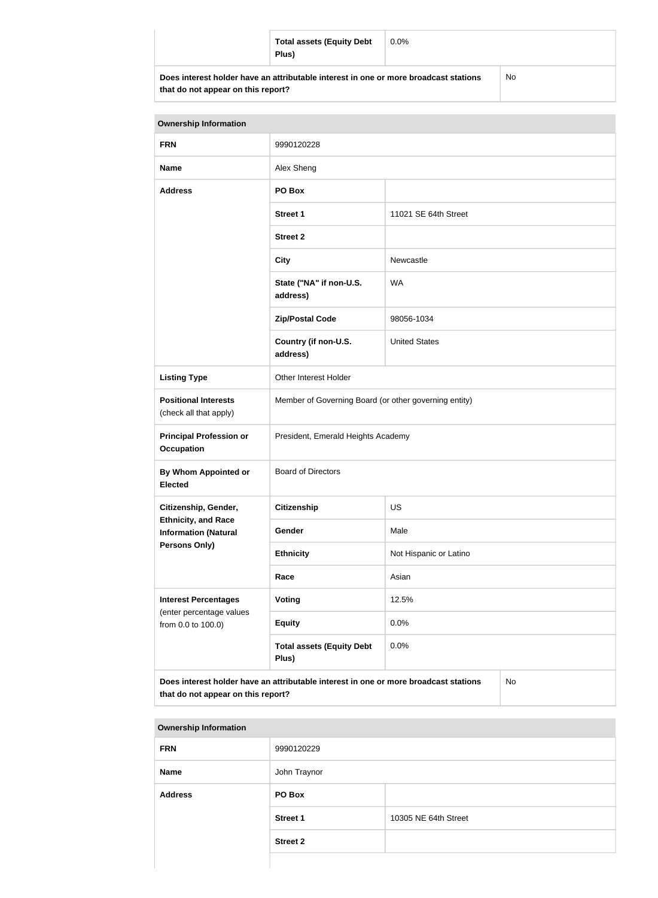| | | |
|---|---|---|
| | **Total assets (Equity Debt Plus)** | 0.0% |
| **Does interest holder have an attributable interest in one or more broadcast stations that do not appear on this report?** | | No |

| **Ownership Information** | | |
|---|---|---|
| **FRN** | 9990120228 | |
| **Name** | Alex Sheng | |
| **Address** | **PO Box** | |
| | **Street 1** | 11021 SE 64th Street |
| | **Street 2** | |
| | **City** | Newcastle |
| | **State ("NA" if non-U.S. address)** | WA |
| | **Zip/Postal Code** | 98056-1034 |
| | **Country (if non-U.S. address)** | United States |
| **Listing Type** | Other Interest Holder | |
| **Positional Interests** (check all that apply) | Member of Governing Board (or other governing entity) | |
| **Principal Profession or Occupation** | President, Emerald Heights Academy | |
| **By Whom Appointed or Elected** | Board of Directors | |
| **Citizenship, Gender, Ethnicity, and Race Information (Natural Persons Only)** | **Citizenship** | US |
| | **Gender** | Male |
| | **Ethnicity** | Not Hispanic or Latino |
| | **Race** | Asian |
| **Interest Percentages** (enter percentage values from 0.0 to 100.0) | **Voting** | 12.5% |
| | **Equity** | 0.0% |
| | **Total assets (Equity Debt Plus)** | 0.0% |
| **Does interest holder have an attributable interest in one or more broadcast stations that do not appear on this report?** | | No |

| **Ownership Information** | | |
|---|---|---|
| **FRN** | 9990120229 | |
| **Name** | John Traynor | |
| **Address** | **PO Box** | |
| | **Street 1** | 10305 NE 64th Street |
| | **Street 2** | |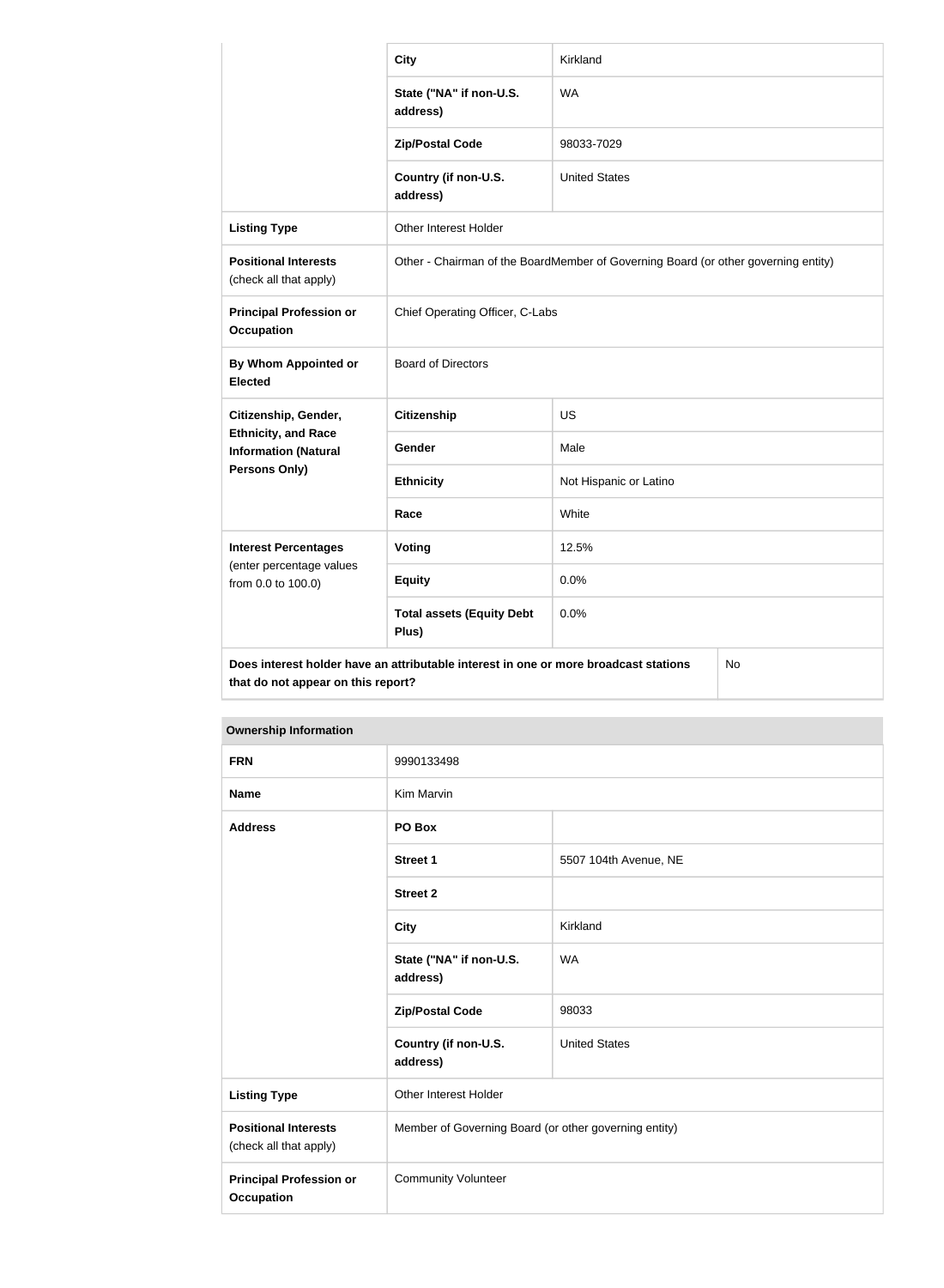| | | |
|---|---|---|
| | **City** | Kirkland |
| | **State ("NA" if non-U.S. address)** | WA |
| | **Zip/Postal Code** | 98033-7029 |
| | **Country (if non-U.S. address)** | United States |
| **Listing Type** | Other Interest Holder | |
| **Positional Interests** (check all that apply) | Other - Chairman of the BoardMember of Governing Board (or other governing entity) | |
| **Principal Profession or Occupation** | Chief Operating Officer, C-Labs | |
| **By Whom Appointed or Elected** | Board of Directors | |
| **Citizenship, Gender, Ethnicity, and Race Information (Natural Persons Only)** | **Citizenship** | US |
| | **Gender** | Male |
| | **Ethnicity** | Not Hispanic or Latino |
| | **Race** | White |
| **Interest Percentages** (enter percentage values from 0.0 to 100.0) | **Voting** | 12.5% |
| | **Equity** | 0.0% |
| | **Total assets (Equity Debt Plus)** | 0.0% |
| **Does interest holder have an attributable interest in one or more broadcast stations that do not appear on this report?** | | No |

| **Ownership Information** | | |
|---|---|---|
| **FRN** | 9990133498 | |
| **Name** | Kim Marvin | |
| **Address** | **PO Box** | |
| | **Street 1** | 5507 104th Avenue, NE |
| | **Street 2** | |
| | **City** | Kirkland |
| | **State ("NA" if non-U.S. address)** | WA |
| | **Zip/Postal Code** | 98033 |
| | **Country (if non-U.S. address)** | United States |
| **Listing Type** | Other Interest Holder | |
| **Positional Interests** (check all that apply) | Member of Governing Board (or other governing entity) | |
| **Principal Profession or Occupation** | Community Volunteer | |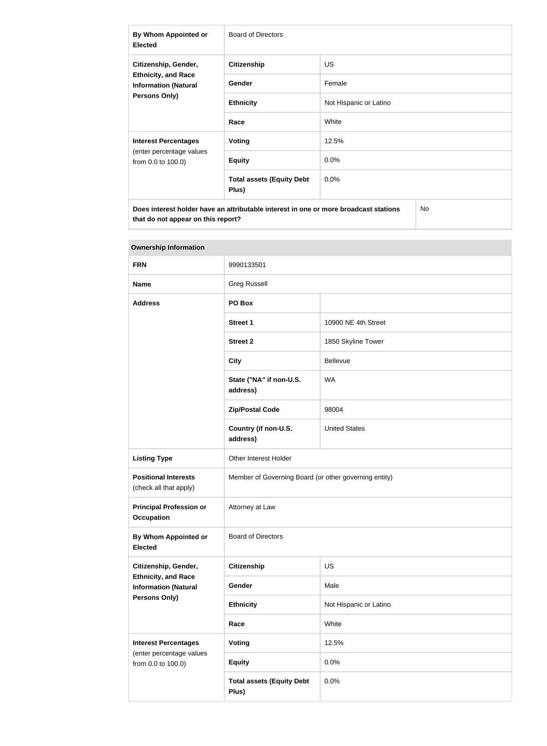| | | |
|---|---|---|
| **By Whom Appointed or Elected** | Board of Directors | |
| **Citizenship, Gender, Ethnicity, and Race Information (Natural Persons Only)** | **Citizenship** | US |
| | **Gender** | Female |
| | **Ethnicity** | Not Hispanic or Latino |
| | **Race** | White |
| **Interest Percentages** (enter percentage values from 0.0 to 100.0) | **Voting** | 12.5% |
| | **Equity** | 0.0% |
| | **Total assets (Equity Debt Plus)** | 0.0% |
| **Does interest holder have an attributable interest in one or more broadcast stations that do not appear on this report?** | | No |

| **Ownership Information** | | |
|---|---|---|
| **FRN** | 9990133501 | |
| **Name** | Greg Russell | |
| **Address** | **PO Box** | |
| | **Street 1** | 10900 NE 4th Street |
| | **Street 2** | 1850 Skyline Tower |
| | **City** | Bellevue |
| | **State ("NA" if non-U.S. address)** | WA |
| | **Zip/Postal Code** | 98004 |
| | **Country (if non-U.S. address)** | United States |
| **Listing Type** | Other Interest Holder | |
| **Positional Interests** (check all that apply) | Member of Governing Board (or other governing entity) | |
| **Principal Profession or Occupation** | Attorney at Law | |
| **By Whom Appointed or Elected** | Board of Directors | |
| **Citizenship, Gender, Ethnicity, and Race Information (Natural Persons Only)** | **Citizenship** | US |
| | **Gender** | Male |
| | **Ethnicity** | Not Hispanic or Latino |
| | **Race** | White |
| **Interest Percentages** (enter percentage values from 0.0 to 100.0) | **Voting** | 12.5% |
| | **Equity** | 0.0% |
| | **Total assets (Equity Debt Plus)** | 0.0% |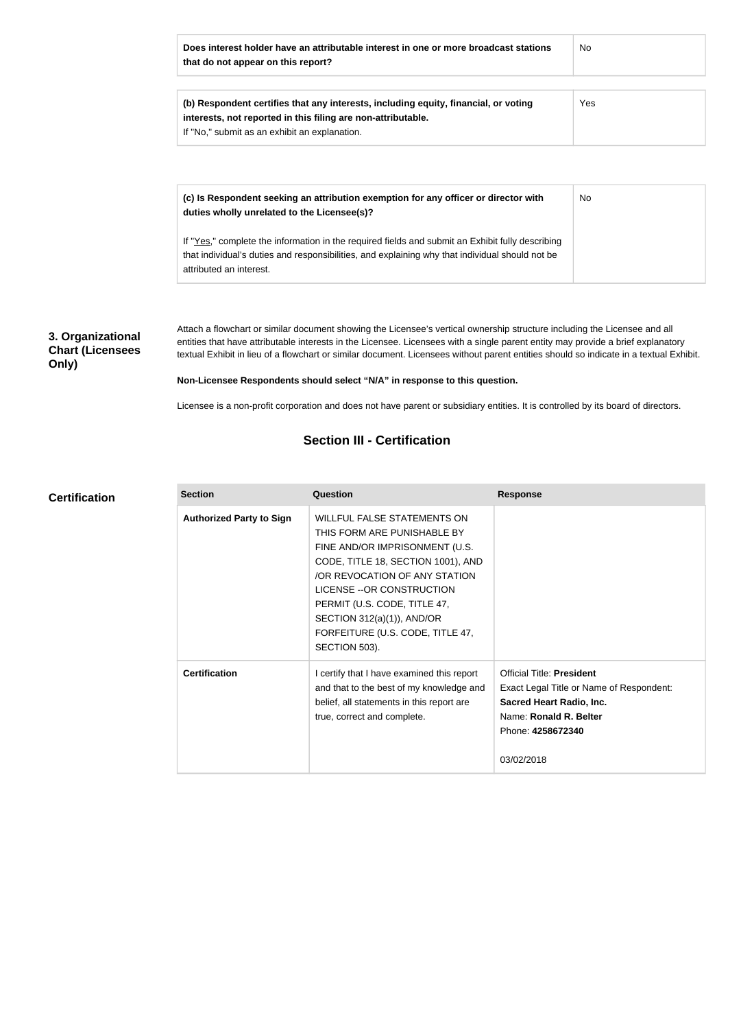| | |
|---|---|
| **Does interest holder have an attributable interest in one or more broadcast stations that do not appear on this report?** | No |

| | |
|---|---|
| **(b) Respondent certifies that any interests, including equity, financial, or voting interests, not reported in this filing are non-attributable.** If "No," submit as an exhibit an explanation. | Yes |

| | |
|---|---|
| **(c) Is Respondent seeking an attribution exemption for any officer or director with duties wholly unrelated to the Licensee(s)?** If "Yes," complete the information in the required fields and submit an Exhibit fully describing that individual's duties and responsibilities, and explaining why that individual should not be attributed an interest. | No |

**3. Organizational Chart (Licensees Only)**

Attach a flowchart or similar document showing the Licensee's vertical ownership structure including the Licensee and all entities that have attributable interests in the Licensee. Licensees with a single parent entity may provide a brief explanatory textual Exhibit in lieu of a flowchart or similar document. Licensees without parent entities should so indicate in a textual Exhibit.

**Non-Licensee Respondents should select "N/A" in response to this question.**

Licensee is a non-profit corporation and does not have parent or subsidiary entities. It is controlled by its board of directors.

## Section III - Certification

**Certification**

| Section | Question | Response |
|---|---|---|
| **Authorized Party to Sign** | WILLFUL FALSE STATEMENTS ON THIS FORM ARE PUNISHABLE BY FINE AND/OR IMPRISONMENT (U.S. CODE, TITLE 18, SECTION 1001), AND /OR REVOCATION OF ANY STATION LICENSE --OR CONSTRUCTION PERMIT (U.S. CODE, TITLE 47, SECTION 312(a)(1)), AND/OR FORFEITURE (U.S. CODE, TITLE 47, SECTION 503). | |
| **Certification** | I certify that I have examined this report and that to the best of my knowledge and belief, all statements in this report are true, correct and complete. | Official Title: **President**<br>Exact Legal Title or Name of Respondent: **Sacred Heart Radio, Inc.**<br>Name: **Ronald R. Belter**<br>Phone: **4258672340**<br><br>03/02/2018 |